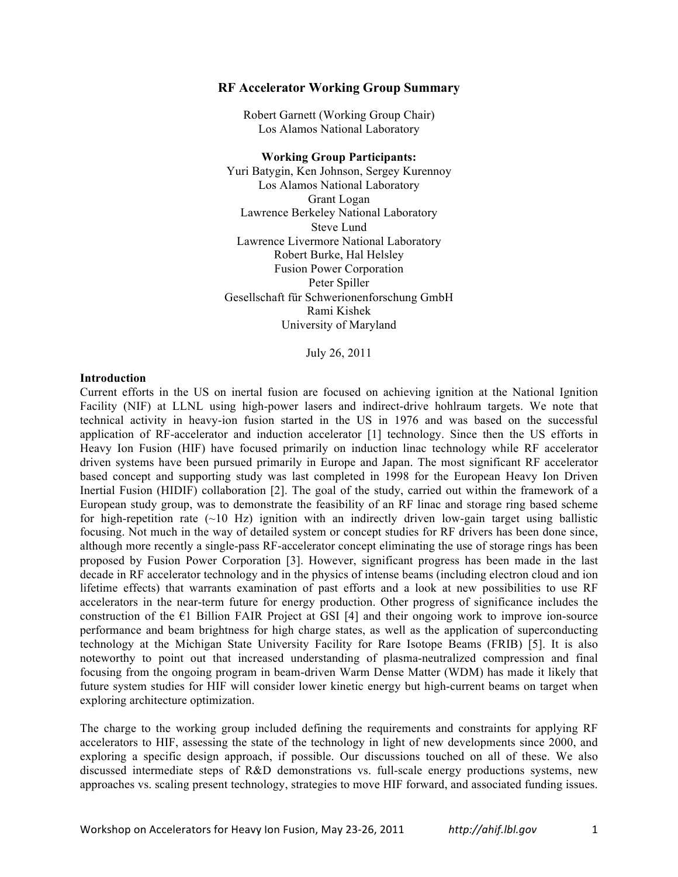# RF Accelerator Working Group Summary

Robert Garnett (Working Group Chair)
Los Alamos National Laboratory

**Working Group Participants:**
Yuri Batygin, Ken Johnson, Sergey Kurennoy
Los Alamos National Laboratory
Grant Logan
Lawrence Berkeley National Laboratory
Steve Lund
Lawrence Livermore National Laboratory
Robert Burke, Hal Helsley
Fusion Power Corporation
Peter Spiller
Gesellschaft für Schwerionenforschung GmbH
Rami Kishek
University of Maryland

July 26, 2011

**Introduction**

Current efforts in the US on inertal fusion are focused on achieving ignition at the National Ignition Facility (NIF) at LLNL using high-power lasers and indirect-drive hohlraum targets. We note that technical activity in heavy-ion fusion started in the US in 1976 and was based on the successful application of RF-accelerator and induction accelerator [1] technology. Since then the US efforts in Heavy Ion Fusion (HIF) have focused primarily on induction linac technology while RF accelerator driven systems have been pursued primarily in Europe and Japan. The most significant RF accelerator based concept and supporting study was last completed in 1998 for the European Heavy Ion Driven Inertial Fusion (HIDIF) collaboration [2]. The goal of the study, carried out within the framework of a European study group, was to demonstrate the feasibility of an RF linac and storage ring based scheme for high-repetition rate (~10 Hz) ignition with an indirectly driven low-gain target using ballistic focusing. Not much in the way of detailed system or concept studies for RF drivers has been done since, although more recently a single-pass RF-accelerator concept eliminating the use of storage rings has been proposed by Fusion Power Corporation [3]. However, significant progress has been made in the last decade in RF accelerator technology and in the physics of intense beams (including electron cloud and ion lifetime effects) that warrants examination of past efforts and a look at new possibilities to use RF accelerators in the near-term future for energy production. Other progress of significance includes the construction of the €1 Billion FAIR Project at GSI [4] and their ongoing work to improve ion-source performance and beam brightness for high charge states, as well as the application of superconducting technology at the Michigan State University Facility for Rare Isotope Beams (FRIB) [5]. It is also noteworthy to point out that increased understanding of plasma-neutralized compression and final focusing from the ongoing program in beam-driven Warm Dense Matter (WDM) has made it likely that future system studies for HIF will consider lower kinetic energy but high-current beams on target when exploring architecture optimization.

The charge to the working group included defining the requirements and constraints for applying RF accelerators to HIF, assessing the state of the technology in light of new developments since 2000, and exploring a specific design approach, if possible. Our discussions touched on all of these. We also discussed intermediate steps of R&D demonstrations vs. full-scale energy productions systems, new approaches vs. scaling present technology, strategies to move HIF forward, and associated funding issues.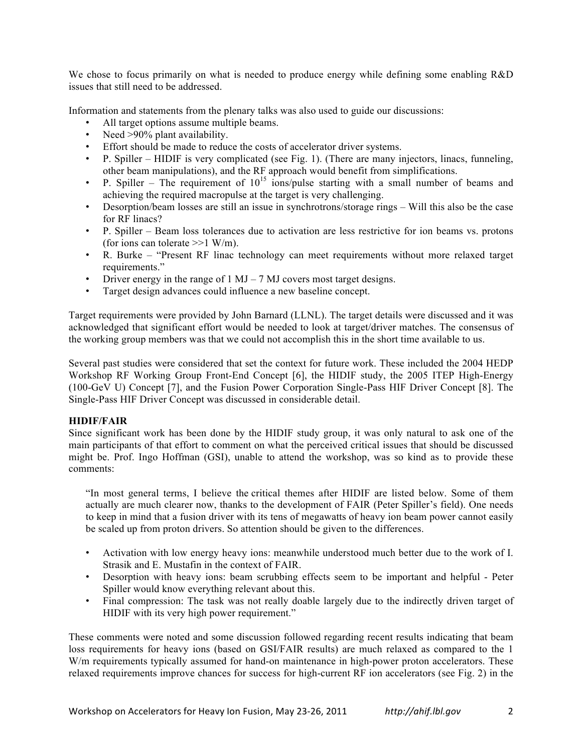We chose to focus primarily on what is needed to produce energy while defining some enabling R&D issues that still need to be addressed.

Information and statements from the plenary talks was also used to guide our discussions:

- All target options assume multiple beams.
- Need >90% plant availability.
- Effort should be made to reduce the costs of accelerator driver systems.
- P. Spiller – HIDIF is very complicated (see Fig. 1). (There are many injectors, linacs, funneling, other beam manipulations), and the RF approach would benefit from simplifications.
- P. Spiller – The requirement of $10^{15}$ ions/pulse starting with a small number of beams and achieving the required macropulse at the target is very challenging.
- Desorption/beam losses are still an issue in synchrotrons/storage rings – Will this also be the case for RF linacs?
- P. Spiller – Beam loss tolerances due to activation are less restrictive for ion beams vs. protons (for ions can tolerate >>1 W/m).
- R. Burke – "Present RF linac technology can meet requirements without more relaxed target requirements."
- Driver energy in the range of 1 MJ – 7 MJ covers most target designs.
- Target design advances could influence a new baseline concept.

Target requirements were provided by John Barnard (LLNL). The target details were discussed and it was acknowledged that significant effort would be needed to look at target/driver matches. The consensus of the working group members was that we could not accomplish this in the short time available to us.

Several past studies were considered that set the context for future work. These included the 2004 HEDP Workshop RF Working Group Front-End Concept [6], the HIDIF study, the 2005 ITEP High-Energy (100-GeV U) Concept [7], and the Fusion Power Corporation Single-Pass HIF Driver Concept [8]. The Single-Pass HIF Driver Concept was discussed in considerable detail.

**HIDIF/FAIR**

Since significant work has been done by the HIDIF study group, it was only natural to ask one of the main participants of that effort to comment on what the perceived critical issues that should be discussed might be. Prof. Ingo Hoffman (GSI), unable to attend the workshop, was so kind as to provide these comments:

> "In most general terms, I believe the critical themes after HIDIF are listed below. Some of them actually are much clearer now, thanks to the development of FAIR (Peter Spiller's field). One needs to keep in mind that a fusion driver with its tens of megawatts of heavy ion beam power cannot easily be scaled up from proton drivers. So attention should be given to the differences.
>
> - Activation with low energy heavy ions: meanwhile understood much better due to the work of I. Strasik and E. Mustafin in the context of FAIR.
> - Desorption with heavy ions: beam scrubbing effects seem to be important and helpful - Peter Spiller would know everything relevant about this.
> - Final compression: The task was not really doable largely due to the indirectly driven target of HIDIF with its very high power requirement."

These comments were noted and some discussion followed regarding recent results indicating that beam loss requirements for heavy ions (based on GSI/FAIR results) are much relaxed as compared to the 1 W/m requirements typically assumed for hand-on maintenance in high-power proton accelerators. These relaxed requirements improve chances for success for high-current RF ion accelerators (see Fig. 2) in the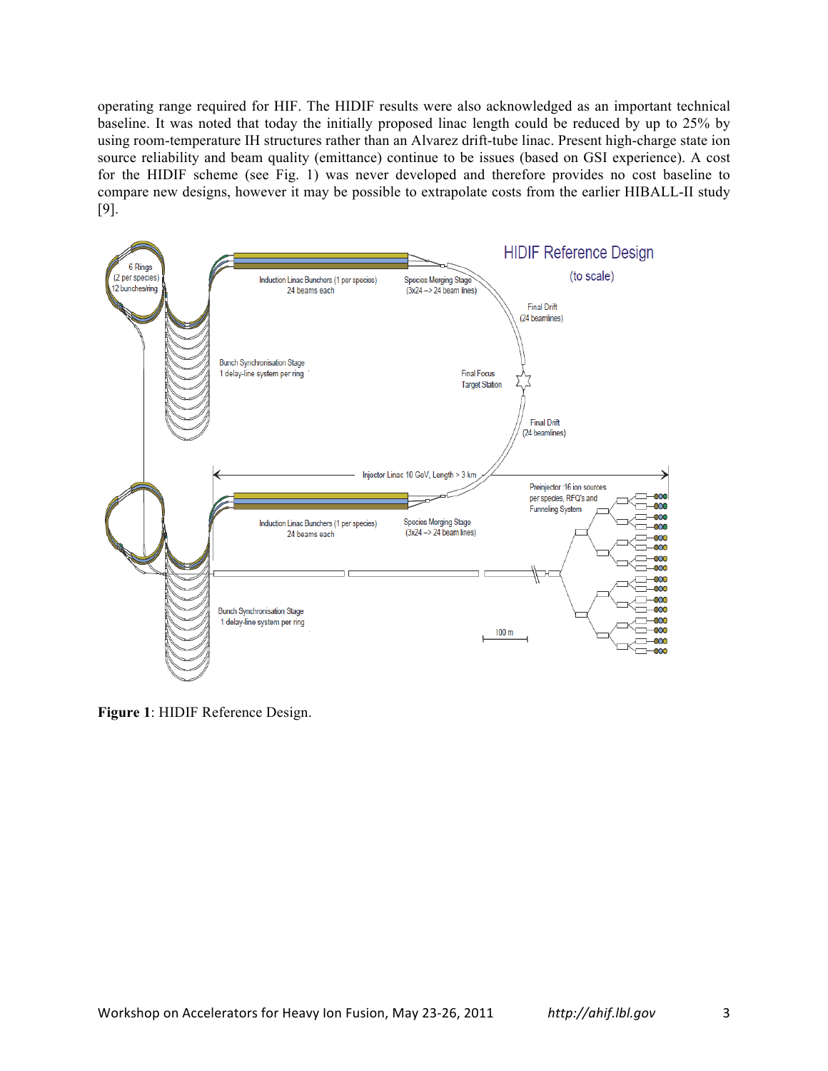operating range required for HIF. The HIDIF results were also acknowledged as an important technical baseline. It was noted that today the initially proposed linac length could be reduced by up to 25% by using room-temperature IH structures rather than an Alvarez drift-tube linac. Present high-charge state ion source reliability and beam quality (emittance) continue to be issues (based on GSI experience). A cost for the HIDIF scheme (see Fig. 1) was never developed and therefore provides no cost baseline to compare new designs, however it may be possible to extrapolate costs from the earlier HIBALL-II study [9].

**Figure 1**: HIDIF Reference Design.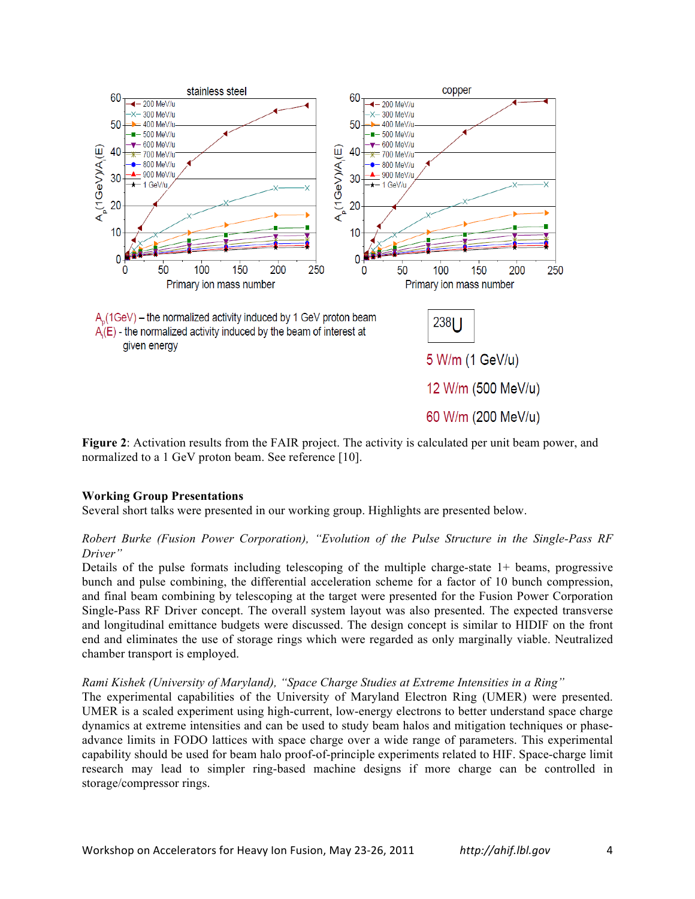**Figure 2**: Activation results from the FAIR project. The activity is calculated per unit beam power, and normalized to a 1 GeV proton beam. See reference [10].

**Working Group Presentations**

Several short talks were presented in our working group. Highlights are presented below.

*Robert Burke (Fusion Power Corporation), "Evolution of the Pulse Structure in the Single-Pass RF Driver"*

Details of the pulse formats including telescoping of the multiple charge-state 1+ beams, progressive bunch and pulse combining, the differential acceleration scheme for a factor of 10 bunch compression, and final beam combining by telescoping at the target were presented for the Fusion Power Corporation Single-Pass RF Driver concept. The overall system layout was also presented. The expected transverse and longitudinal emittance budgets were discussed. The design concept is similar to HIDIF on the front end and eliminates the use of storage rings which were regarded as only marginally viable. Neutralized chamber transport is employed.

*Rami Kishek (University of Maryland), "Space Charge Studies at Extreme Intensities in a Ring"*

The experimental capabilities of the University of Maryland Electron Ring (UMER) were presented. UMER is a scaled experiment using high-current, low-energy electrons to better understand space charge dynamics at extreme intensities and can be used to study beam halos and mitigation techniques or phase-advance limits in FODO lattices with space charge over a wide range of parameters. This experimental capability should be used for beam halo proof-of-principle experiments related to HIF. Space-charge limit research may lead to simpler ring-based machine designs if more charge can be controlled in storage/compressor rings.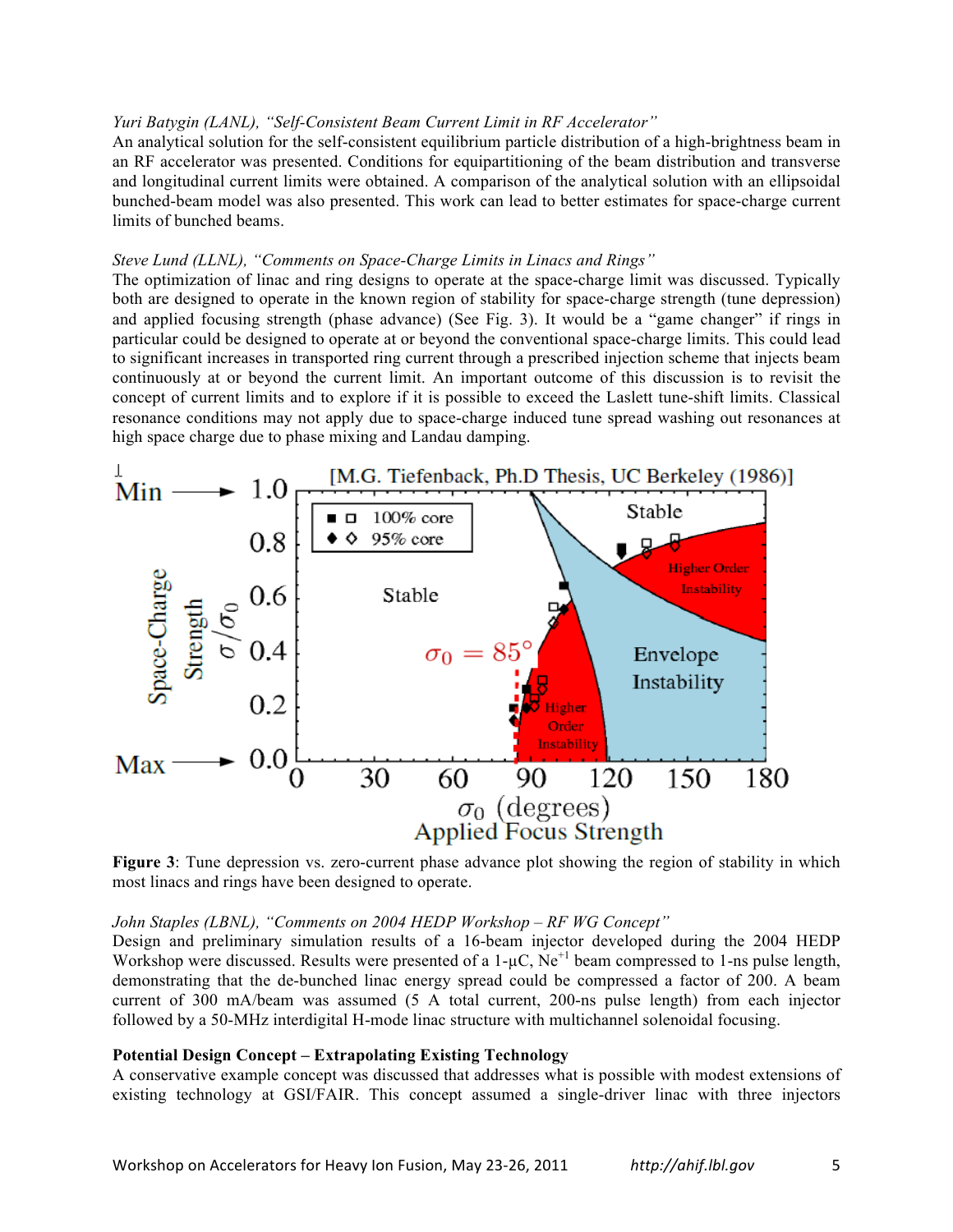*Yuri Batygin (LANL), "Self-Consistent Beam Current Limit in RF Accelerator"*
An analytical solution for the self-consistent equilibrium particle distribution of a high-brightness beam in an RF accelerator was presented. Conditions for equipartitioning of the beam distribution and transverse and longitudinal current limits were obtained. A comparison of the analytical solution with an ellipsoidal bunched-beam model was also presented. This work can lead to better estimates for space-charge current limits of bunched beams.

*Steve Lund (LLNL), "Comments on Space-Charge Limits in Linacs and Rings"*
The optimization of linac and ring designs to operate at the space-charge limit was discussed. Typically both are designed to operate in the known region of stability for space-charge strength (tune depression) and applied focusing strength (phase advance) (See Fig. 3). It would be a "game changer" if rings in particular could be designed to operate at or beyond the conventional space-charge limits. This could lead to significant increases in transported ring current through a prescribed injection scheme that injects beam continuously at or beyond the current limit. An important outcome of this discussion is to revisit the concept of current limits and to explore if it is possible to exceed the Laslett tune-shift limits. Classical resonance conditions may not apply due to space-charge induced tune spread washing out resonances at high space charge due to phase mixing and Landau damping.

**Figure 3**: Tune depression vs. zero-current phase advance plot showing the region of stability in which most linacs and rings have been designed to operate.

*John Staples (LBNL), "Comments on 2004 HEDP Workshop – RF WG Concept"*
Design and preliminary simulation results of a 16-beam injector developed during the 2004 HEDP Workshop were discussed. Results were presented of a 1-μC, $Ne^{+1}$ beam compressed to 1-ns pulse length, demonstrating that the de-bunched linac energy spread could be compressed a factor of 200. A beam current of 300 mA/beam was assumed (5 A total current, 200-ns pulse length) from each injector followed by a 50-MHz interdigital H-mode linac structure with multichannel solenoidal focusing.

**Potential Design Concept – Extrapolating Existing Technology**
A conservative example concept was discussed that addresses what is possible with modest extensions of existing technology at GSI/FAIR. This concept assumed a single-driver linac with three injectors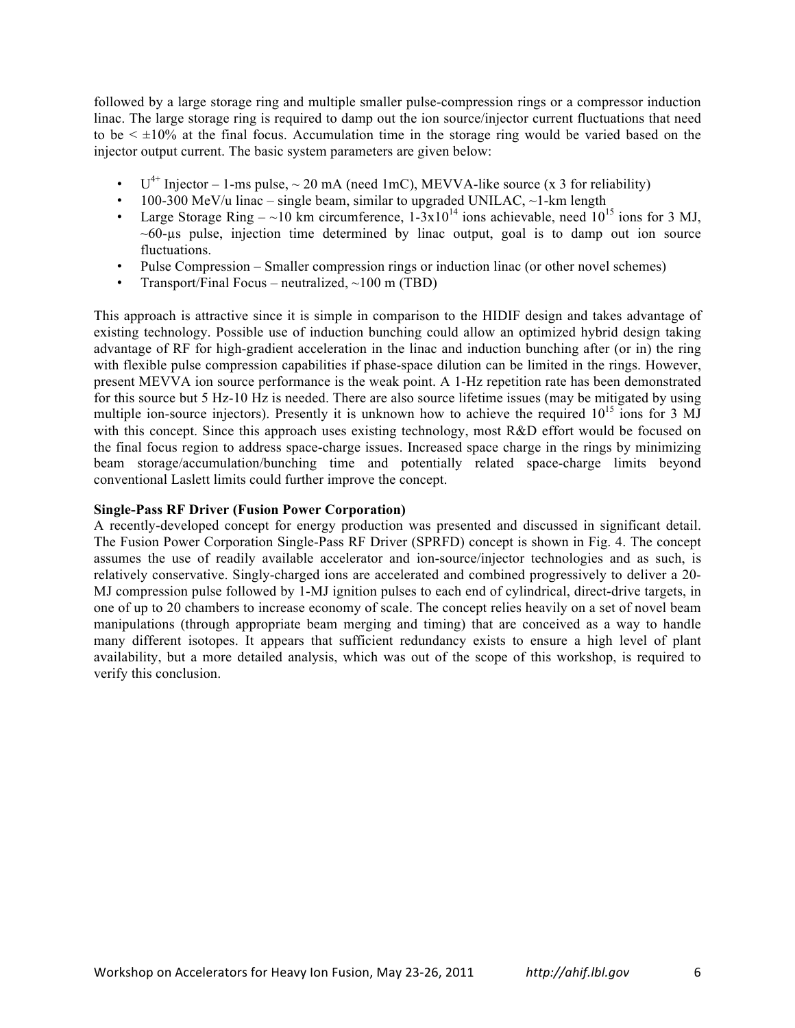followed by a large storage ring and multiple smaller pulse-compression rings or a compressor induction linac. The large storage ring is required to damp out the ion source/injector current fluctuations that need to be $< \pm 10\%$ at the final focus. Accumulation time in the storage ring would be varied based on the injector output current. The basic system parameters are given below:

- $U^{4+}$ Injector – 1-ms pulse, ~ 20 mA (need 1mC), MEVVA-like source (x 3 for reliability)
- 100-300 MeV/u linac – single beam, similar to upgraded UNILAC, ~1-km length
- Large Storage Ring – ~10 km circumference, $1\text{-}3\times10^{14}$ ions achievable, need $10^{15}$ ions for 3 MJ, ~60-μs pulse, injection time determined by linac output, goal is to damp out ion source fluctuations.
- Pulse Compression – Smaller compression rings or induction linac (or other novel schemes)
- Transport/Final Focus – neutralized, ~100 m (TBD)

This approach is attractive since it is simple in comparison to the HIDIF design and takes advantage of existing technology. Possible use of induction bunching could allow an optimized hybrid design taking advantage of RF for high-gradient acceleration in the linac and induction bunching after (or in) the ring with flexible pulse compression capabilities if phase-space dilution can be limited in the rings. However, present MEVVA ion source performance is the weak point. A 1-Hz repetition rate has been demonstrated for this source but 5 Hz-10 Hz is needed. There are also source lifetime issues (may be mitigated by using multiple ion-source injectors). Presently it is unknown how to achieve the required $10^{15}$ ions for 3 MJ with this concept. Since this approach uses existing technology, most R&D effort would be focused on the final focus region to address space-charge issues. Increased space charge in the rings by minimizing beam storage/accumulation/bunching time and potentially related space-charge limits beyond conventional Laslett limits could further improve the concept.

**Single-Pass RF Driver (Fusion Power Corporation)**

A recently-developed concept for energy production was presented and discussed in significant detail. The Fusion Power Corporation Single-Pass RF Driver (SPRFD) concept is shown in Fig. 4. The concept assumes the use of readily available accelerator and ion-source/injector technologies and as such, is relatively conservative. Singly-charged ions are accelerated and combined progressively to deliver a 20-MJ compression pulse followed by 1-MJ ignition pulses to each end of cylindrical, direct-drive targets, in one of up to 20 chambers to increase economy of scale. The concept relies heavily on a set of novel beam manipulations (through appropriate beam merging and timing) that are conceived as a way to handle many different isotopes. It appears that sufficient redundancy exists to ensure a high level of plant availability, but a more detailed analysis, which was out of the scope of this workshop, is required to verify this conclusion.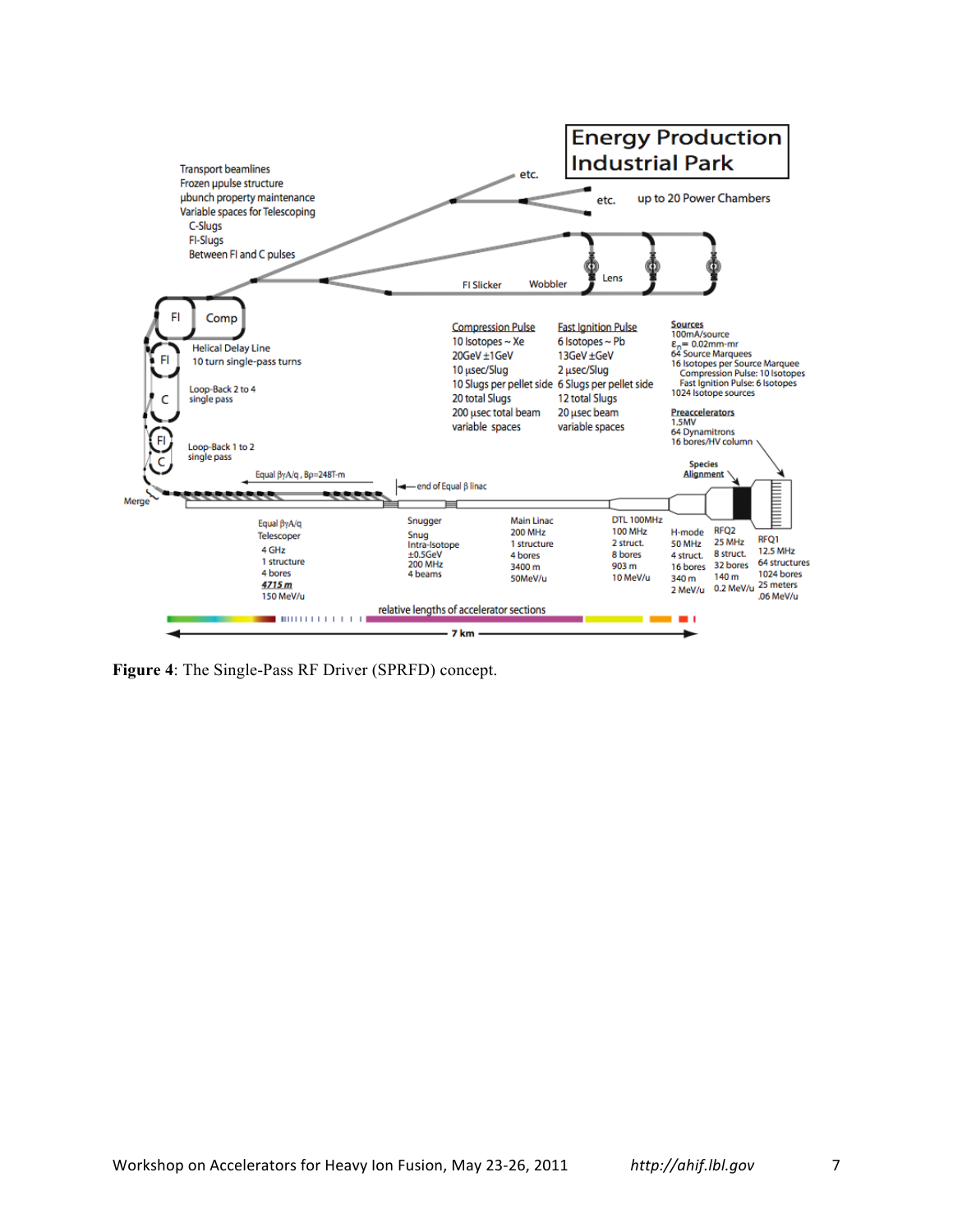Energy Production Industrial Park

Transport beamlines
Frozen μpulse structure
μbunch property maintenance
Variable spaces for Telescoping
C-Slugs
FI-Slugs
Between FI and C pulses

etc.

etc. up to 20 Power Chambers

FI Slicker Wobbler Lens

FI Comp

Helical Delay Line
10 turn single-pass turns

FI

C Loop-Back 2 to 4
single pass

FI
C Loop-Back 1 to 2
single pass

Compression Pulse
10 Isotopes ~ Xe
20GeV ±1GeV
10 μsec/Slug
10 Slugs per pellet side
20 total Slugs
200 μsec total beam
variable spaces

Fast Ignition Pulse
6 Isotopes ~ Pb
13GeV ±GeV
2 μsec/Slug
6 Slugs per pellet side
12 total Slugs
20 μsec beam
variable spaces

Sources
100mA/source
$\varepsilon_n$ = 0.02mm-mr
64 Source Marquees
16 Isotopes per Source Marquee
Compression Pulse: 10 Isotopes
Fast Ignition Pulse: 6 Isotopes
1024 Isotope sources

Preaccelerators
1.5MV
64 Dynamitrons
16 bores/HV column

Species Alignment

Equal $\beta\gamma A/q$ , $B\rho$=248T-m

end of Equal β linac

Merge

Equal $\beta\gamma A/q$
Telescoper
4 GHz
1 structure
4 bores
4715 m
150 MeV/u

Snugger
Snug
Intra-Isotope
±0.5GeV
200 MHz
4 beams

Main Linac
200 MHz
1 structure
4 bores
3400 m
50MeV/u

DTL 100MHz
100 MHz
2 struct.
8 bores
903 m
10 MeV/u

H-mode
50 MHz
4 struct.
16 bores
340 m
2 MeV/u

RFQ2
25 MHz
8 struct.
32 bores
140 m
0.2 MeV/u

RFQ1
12.5 MHz
64 structures
1024 bores
25 meters
.06 MeV/u

relative lengths of accelerator sections

7 km

**Figure 4**: The Single-Pass RF Driver (SPRFD) concept.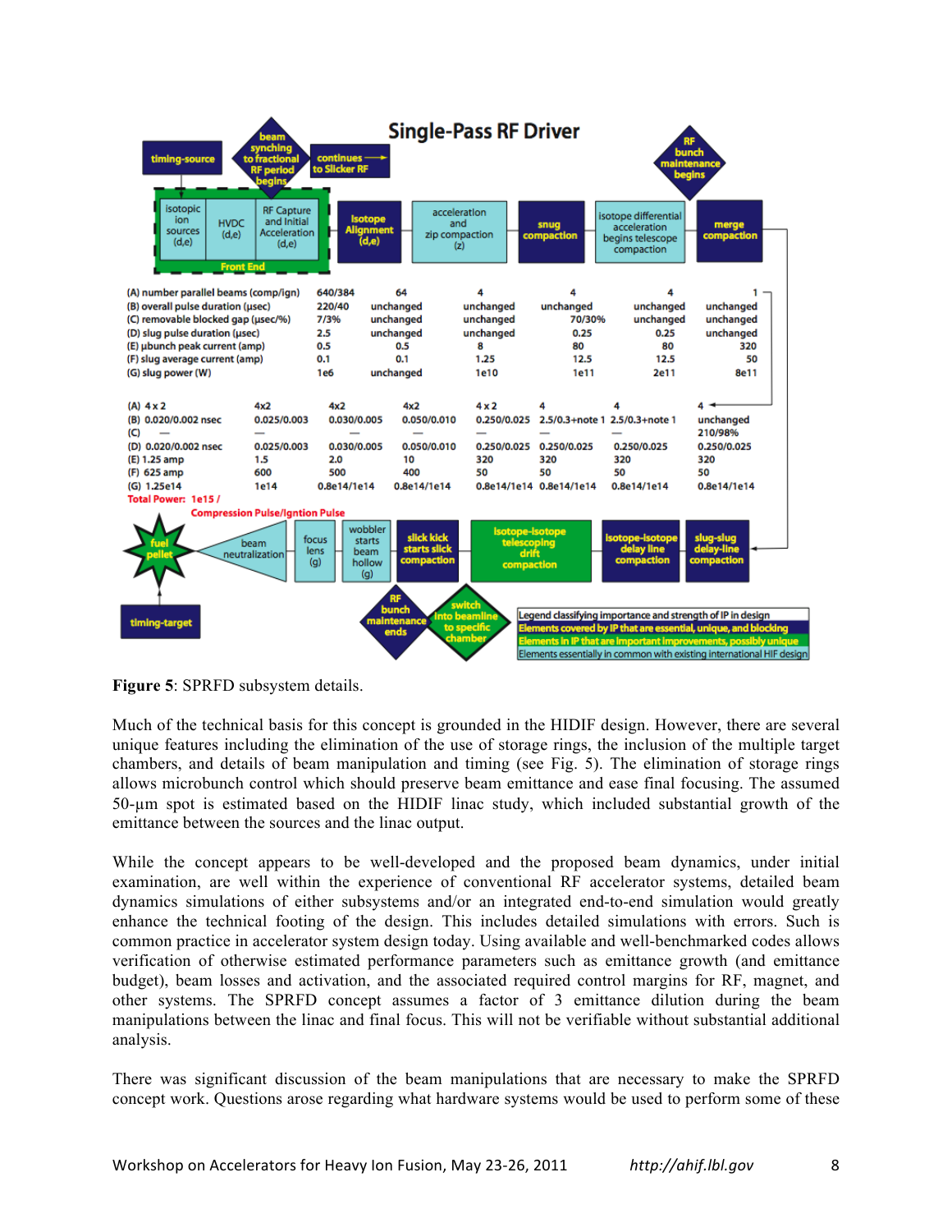**Single-Pass RF Driver**

timing-source → beam synching to fractional RF period begins → continues to Slicker RF

RF bunch maintenance begins

| Front End: isotopic ion sources (d,e) | HVDC (d,e) | RF Capture and Initial Acceleration (d,e) | Isotope Alignment (d,e) | acceleration and zip compaction (z) | snug compaction | isotope differential acceleration begins telescope compaction | merge compaction |
|---|---|---|---|---|---|---|---|

| | Front End | Isotope Alignment | acceleration and zip compaction | snug compaction | isotope differential acceleration | merge compaction |
|---|---|---|---|---|---|---|
| (A) number parallel beams (comp/ign) | 640/384 | 64 | 4 | 4 | 4 | 1 |
| (B) overall pulse duration (µsec) | 220/40 | unchanged | unchanged | unchanged | unchanged | unchanged |
| (C) removable blocked gap (µsec/%) | 7/3% | unchanged | unchanged | 70/30% | unchanged | unchanged |
| (D) slug pulse duration (µsec) | 2.5 | unchanged | unchanged | 0.25 | 0.25 | unchanged |
| (E) µbunch peak current (amp) | 0.5 | 0.5 | 8 | 80 | 80 | 320 |
| (F) slug average current (amp) | 0.1 | 0.1 | 1.25 | 12.5 | 12.5 | 50 |
| (G) slug power (W) | 1e6 | unchanged | 1e10 | 1e11 | 2e11 | 8e11 |

| | | | | | | | |
|---|---|---|---|---|---|---|---|
| (A) 4 x 2 | 4x2 | 4x2 | 4x2 | 4 x 2 | 4 | 4 | 4 |
| (B) 0.020/0.002 nsec | 0.025/0.003 | 0.030/0.005 | 0.050/0.010 | 0.250/0.025 | 2.5/0.3+note 1 | 2.5/0.3+note 1 | unchanged |
| (C) — | — | — | — | — | | — | 210/98% |
| (D) 0.020/0.002 nsec | 0.025/0.003 | 0.030/0.005 | 0.050/0.010 | 0.250/0.025 | 0.250/0.025 | 0.250/0.025 | 0.250/0.025 |
| (E) 1.25 amp | 1.5 | 2.0 | 10 | 320 | 320 | 320 | 320 |
| (F) 625 amp | 600 | 500 | 400 | 50 | 50 | 50 | 50 |
| (G) 1.25e14 | 1e14 | 0.8e14/1e14 | 0.8e14/1e14 | 0.8e14/1e14 | 0.8e14/1e14 | 0.8e14/1e14 | 0.8e14/1e14 |

Total Power: 1e15 /

Compression Pulse/Ignition Pulse

| fuel pellet | beam neutralization | focus lens (g) | wobbler starts beam hollow (g) | slick kick starts slick compaction | isotope-isotope telescoping drift compaction | isotope-isotope delay line compaction | slug-slug delay-line compaction |
|---|---|---|---|---|---|---|---|

timing-target; RF bunch maintenance ends; switch into beamline to specific chamber

Legend classifying importance and strength of IP in design:
- Elements covered by IP that are essential, unique, and blocking
- Elements in IP that are important improvements, possibly unique
- Elements essentially in common with existing international HIF design

**Figure 5**: SPRFD subsystem details.

Much of the technical basis for this concept is grounded in the HIDIF design. However, there are several unique features including the elimination of the use of storage rings, the inclusion of the multiple target chambers, and details of beam manipulation and timing (see Fig. 5). The elimination of storage rings allows microbunch control which should preserve beam emittance and ease final focusing. The assumed 50-µm spot is estimated based on the HIDIF linac study, which included substantial growth of the emittance between the sources and the linac output.

While the concept appears to be well-developed and the proposed beam dynamics, under initial examination, are well within the experience of conventional RF accelerator systems, detailed beam dynamics simulations of either subsystems and/or an integrated end-to-end simulation would greatly enhance the technical footing of the design. This includes detailed simulations with errors. Such is common practice in accelerator system design today. Using available and well-benchmarked codes allows verification of otherwise estimated performance parameters such as emittance growth (and emittance budget), beam losses and activation, and the associated required control margins for RF, magnet, and other systems. The SPRFD concept assumes a factor of 3 emittance dilution during the beam manipulations between the linac and final focus. This will not be verifiable without substantial additional analysis.

There was significant discussion of the beam manipulations that are necessary to make the SPRFD concept work. Questions arose regarding what hardware systems would be used to perform some of these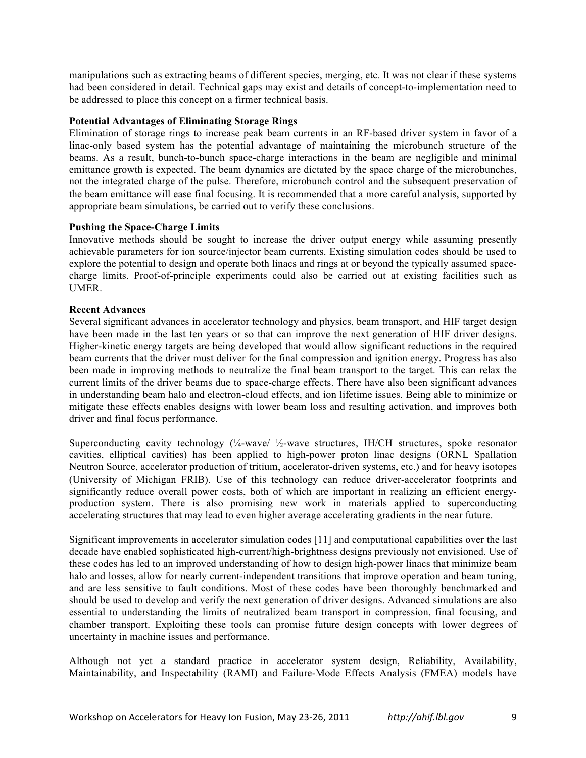manipulations such as extracting beams of different species, merging, etc. It was not clear if these systems had been considered in detail. Technical gaps may exist and details of concept-to-implementation need to be addressed to place this concept on a firmer technical basis.

**Potential Advantages of Eliminating Storage Rings**

Elimination of storage rings to increase peak beam currents in an RF-based driver system in favor of a linac-only based system has the potential advantage of maintaining the microbunch structure of the beams. As a result, bunch-to-bunch space-charge interactions in the beam are negligible and minimal emittance growth is expected. The beam dynamics are dictated by the space charge of the microbunches, not the integrated charge of the pulse. Therefore, microbunch control and the subsequent preservation of the beam emittance will ease final focusing. It is recommended that a more careful analysis, supported by appropriate beam simulations, be carried out to verify these conclusions.

**Pushing the Space-Charge Limits**

Innovative methods should be sought to increase the driver output energy while assuming presently achievable parameters for ion source/injector beam currents. Existing simulation codes should be used to explore the potential to design and operate both linacs and rings at or beyond the typically assumed space-charge limits. Proof-of-principle experiments could also be carried out at existing facilities such as UMER.

**Recent Advances**

Several significant advances in accelerator technology and physics, beam transport, and HIF target design have been made in the last ten years or so that can improve the next generation of HIF driver designs. Higher-kinetic energy targets are being developed that would allow significant reductions in the required beam currents that the driver must deliver for the final compression and ignition energy. Progress has also been made in improving methods to neutralize the final beam transport to the target. This can relax the current limits of the driver beams due to space-charge effects. There have also been significant advances in understanding beam halo and electron-cloud effects, and ion lifetime issues. Being able to minimize or mitigate these effects enables designs with lower beam loss and resulting activation, and improves both driver and final focus performance.

Superconducting cavity technology (¼-wave/ ½-wave structures, IH/CH structures, spoke resonator cavities, elliptical cavities) has been applied to high-power proton linac designs (ORNL Spallation Neutron Source, accelerator production of tritium, accelerator-driven systems, etc.) and for heavy isotopes (University of Michigan FRIB). Use of this technology can reduce driver-accelerator footprints and significantly reduce overall power costs, both of which are important in realizing an efficient energy-production system. There is also promising new work in materials applied to superconducting accelerating structures that may lead to even higher average accelerating gradients in the near future.

Significant improvements in accelerator simulation codes [11] and computational capabilities over the last decade have enabled sophisticated high-current/high-brightness designs previously not envisioned. Use of these codes has led to an improved understanding of how to design high-power linacs that minimize beam halo and losses, allow for nearly current-independent transitions that improve operation and beam tuning, and are less sensitive to fault conditions. Most of these codes have been thoroughly benchmarked and should be used to develop and verify the next generation of driver designs. Advanced simulations are also essential to understanding the limits of neutralized beam transport in compression, final focusing, and chamber transport. Exploiting these tools can promise future design concepts with lower degrees of uncertainty in machine issues and performance.

Although not yet a standard practice in accelerator system design, Reliability, Availability, Maintainability, and Inspectability (RAMI) and Failure-Mode Effects Analysis (FMEA) models have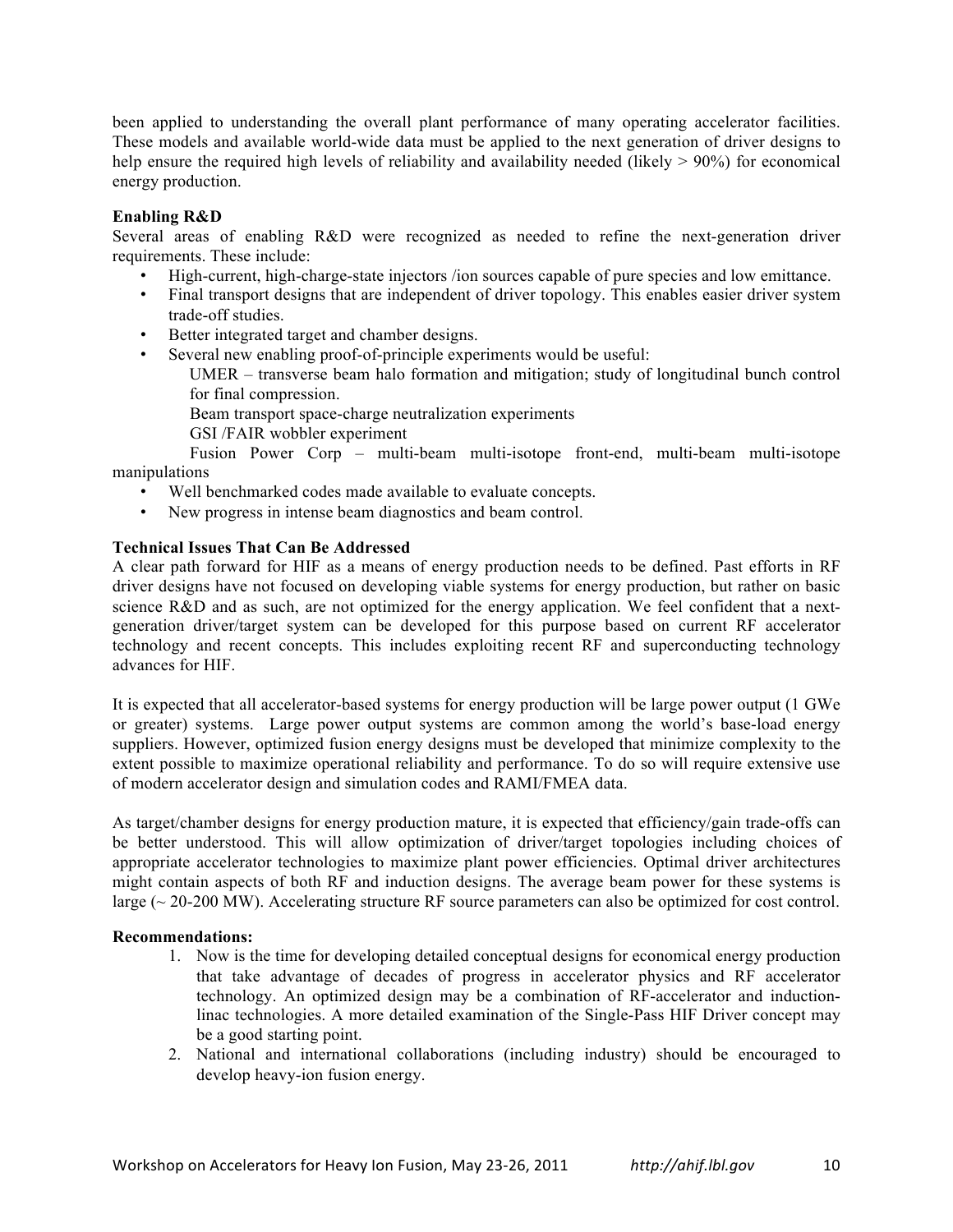been applied to understanding the overall plant performance of many operating accelerator facilities. These models and available world-wide data must be applied to the next generation of driver designs to help ensure the required high levels of reliability and availability needed (likely > 90%) for economical energy production.

**Enabling R&D**

Several areas of enabling R&D were recognized as needed to refine the next-generation driver requirements. These include:

- High-current, high-charge-state injectors /ion sources capable of pure species and low emittance.
- Final transport designs that are independent of driver topology. This enables easier driver system trade-off studies.
- Better integrated target and chamber designs.
- Several new enabling proof-of-principle experiments would be useful:

  UMER – transverse beam halo formation and mitigation; study of longitudinal bunch control for final compression.

  Beam transport space-charge neutralization experiments

  GSI /FAIR wobbler experiment

  Fusion Power Corp – multi-beam multi-isotope front-end, multi-beam multi-isotope manipulations
- Well benchmarked codes made available to evaluate concepts.
- New progress in intense beam diagnostics and beam control.

**Technical Issues That Can Be Addressed**

A clear path forward for HIF as a means of energy production needs to be defined. Past efforts in RF driver designs have not focused on developing viable systems for energy production, but rather on basic science R&D and as such, are not optimized for the energy application. We feel confident that a next-generation driver/target system can be developed for this purpose based on current RF accelerator technology and recent concepts. This includes exploiting recent RF and superconducting technology advances for HIF.

It is expected that all accelerator-based systems for energy production will be large power output (1 GWe or greater) systems. Large power output systems are common among the world's base-load energy suppliers. However, optimized fusion energy designs must be developed that minimize complexity to the extent possible to maximize operational reliability and performance. To do so will require extensive use of modern accelerator design and simulation codes and RAMI/FMEA data.

As target/chamber designs for energy production mature, it is expected that efficiency/gain trade-offs can be better understood. This will allow optimization of driver/target topologies including choices of appropriate accelerator technologies to maximize plant power efficiencies. Optimal driver architectures might contain aspects of both RF and induction designs. The average beam power for these systems is large (~ 20-200 MW). Accelerating structure RF source parameters can also be optimized for cost control.

**Recommendations:**

1. Now is the time for developing detailed conceptual designs for economical energy production that take advantage of decades of progress in accelerator physics and RF accelerator technology. An optimized design may be a combination of RF-accelerator and induction-linac technologies. A more detailed examination of the Single-Pass HIF Driver concept may be a good starting point.
2. National and international collaborations (including industry) should be encouraged to develop heavy-ion fusion energy.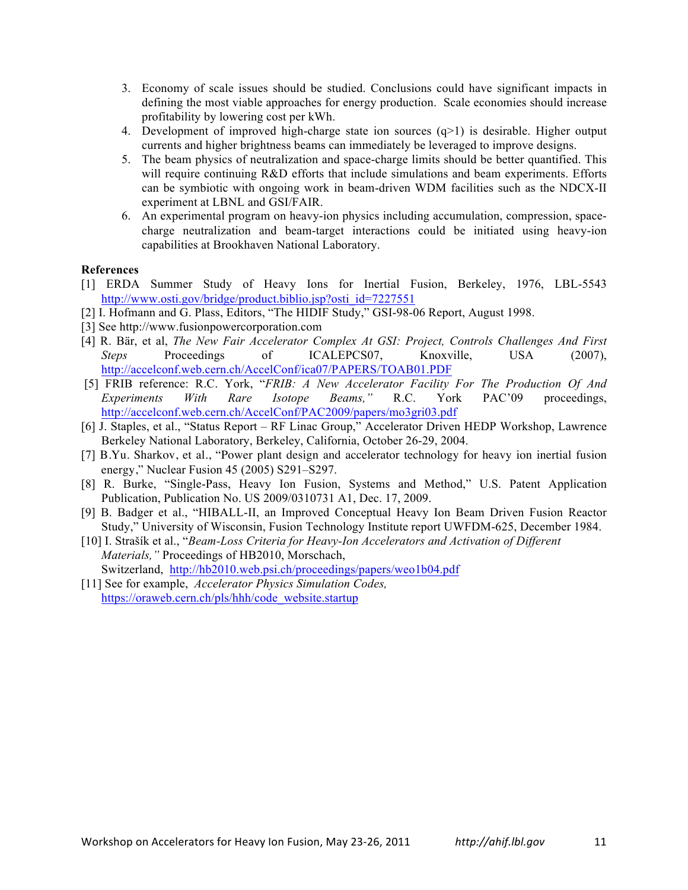3. Economy of scale issues should be studied. Conclusions could have significant impacts in defining the most viable approaches for energy production. Scale economies should increase profitability by lowering cost per kWh.
4. Development of improved high-charge state ion sources ($q>1$) is desirable. Higher output currents and higher brightness beams can immediately be leveraged to improve designs.
5. The beam physics of neutralization and space-charge limits should be better quantified. This will require continuing R&D efforts that include simulations and beam experiments. Efforts can be symbiotic with ongoing work in beam-driven WDM facilities such as the NDCX-II experiment at LBNL and GSI/FAIR.
6. An experimental program on heavy-ion physics including accumulation, compression, space-charge neutralization and beam-target interactions could be initiated using heavy-ion capabilities at Brookhaven National Laboratory.

**References**

[1] ERDA Summer Study of Heavy Ions for Inertial Fusion, Berkeley, 1976, LBL-5543 http://www.osti.gov/bridge/product.biblio.jsp?osti_id=7227551

[2] I. Hofmann and G. Plass, Editors, "The HIDIF Study," GSI-98-06 Report, August 1998.

[3] See http://www.fusionpowercorporation.com

[4] R. Bär, et al, *The New Fair Accelerator Complex At GSI: Project, Controls Challenges And First Steps* Proceedings of ICALEPCS07, Knoxville, USA (2007), http://accelconf.web.cern.ch/AccelConf/ica07/PAPERS/TOAB01.PDF

[5] FRIB reference: R.C. York, "*FRIB: A New Accelerator Facility For The Production Of And Experiments With Rare Isotope Beams,"* R.C. York PAC'09 proceedings, http://accelconf.web.cern.ch/AccelConf/PAC2009/papers/mo3gri03.pdf

[6] J. Staples, et al., "Status Report – RF Linac Group," Accelerator Driven HEDP Workshop, Lawrence Berkeley National Laboratory, Berkeley, California, October 26-29, 2004.

[7] B.Yu. Sharkov, et al., "Power plant design and accelerator technology for heavy ion inertial fusion energy," Nuclear Fusion 45 (2005) S291–S297.

[8] R. Burke, "Single-Pass, Heavy Ion Fusion, Systems and Method," U.S. Patent Application Publication, Publication No. US 2009/0310731 A1, Dec. 17, 2009.

[9] B. Badger et al., "HIBALL-II, an Improved Conceptual Heavy Ion Beam Driven Fusion Reactor Study," University of Wisconsin, Fusion Technology Institute report UWFDM-625, December 1984.

[10] I. Strašík et al., "*Beam-Loss Criteria for Heavy-Ion Accelerators and Activation of Different Materials,"* Proceedings of HB2010, Morschach, Switzerland, http://hb2010.web.psi.ch/proceedings/papers/weo1b04.pdf

[11] See for example, *Accelerator Physics Simulation Codes,* https://oraweb.cern.ch/pls/hhh/code_website.startup